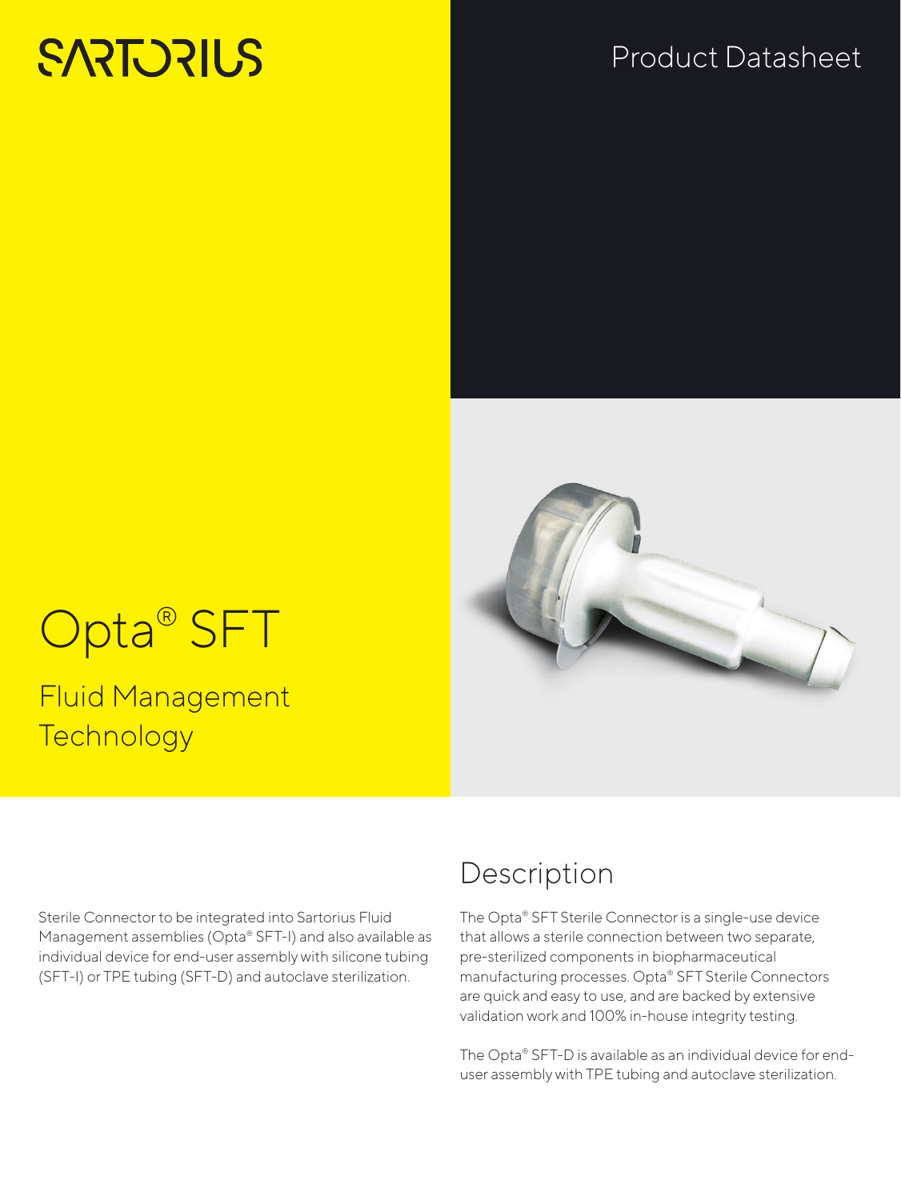SARTORIUS

Product Datasheet

# Opta® SFT

## Fluid Management Technology

Sterile Connector to be integrated into Sartorius Fluid Management assemblies (Opta® SFT-I) and also available as individual device for end-user assembly with silicone tubing (SFT-I) or TPE tubing (SFT-D) and autoclave sterilization.

## Description

The Opta® SFT Sterile Connector is a single-use device that allows a sterile connection between two separate, pre-sterilized components in biopharmaceutical manufacturing processes. Opta® SFT Sterile Connectors are quick and easy to use, and are backed by extensive validation work and 100% in-house integrity testing.

The Opta® SFT-D is available as an individual device for end-user assembly with TPE tubing and autoclave sterilization.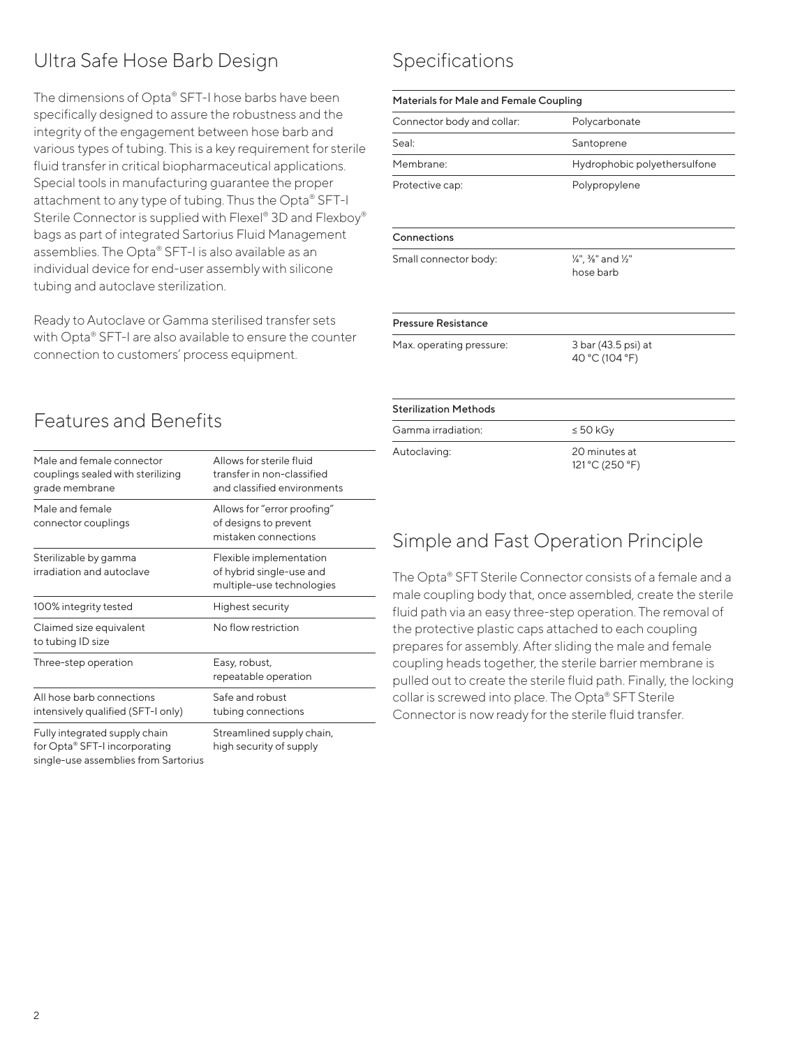## Ultra Safe Hose Barb Design

The dimensions of Opta® SFT-I hose barbs have been specifically designed to assure the robustness and the integrity of the engagement between hose barb and various types of tubing. This is a key requirement for sterile fluid transfer in critical biopharmaceutical applications. Special tools in manufacturing guarantee the proper attachment to any type of tubing. Thus the Opta® SFT-I Sterile Connector is supplied with Flexel® 3D and Flexboy® bags as part of integrated Sartorius Fluid Management assemblies. The Opta® SFT-I is also available as an individual device for end-user assembly with silicone tubing and autoclave sterilization.

Ready to Autoclave or Gamma sterilised transfer sets with Opta® SFT-I are also available to ensure the counter connection to customers' process equipment.

## Features and Benefits

| | |
|---|---|
| Male and female connector couplings sealed with sterilizing grade membrane | Allows for sterile fluid transfer in non-classified and classified environments |
| Male and female connector couplings | Allows for "error proofing" of designs to prevent mistaken connections |
| Sterilizable by gamma irradiation and autoclave | Flexible implementation of hybrid single-use and multiple-use technologies |
| 100% integrity tested | Highest security |
| Claimed size equivalent to tubing ID size | No flow restriction |
| Three-step operation | Easy, robust, repeatable operation |
| All hose barb connections intensively qualified (SFT-I only) | Safe and robust tubing connections |
| Fully integrated supply chain for Opta® SFT-I incorporating single-use assemblies from Sartorius | Streamlined supply chain, high security of supply |

## Specifications

| Materials for Male and Female Coupling | |
|---|---|
| Connector body and collar: | Polycarbonate |
| Seal: | Santoprene |
| Membrane: | Hydrophobic polyethersulfone |
| Protective cap: | Polypropylene |

| Connections | |
|---|---|
| Small connector body: | ¼", ⅜" and ½" hose barb |

| Pressure Resistance | |
|---|---|
| Max. operating pressure: | 3 bar (43.5 psi) at 40 °C (104 °F) |

| Sterilization Methods | |
|---|---|
| Gamma irradiation: | ≤ 50 kGy |
| Autoclaving: | 20 minutes at 121 °C (250 °F) |

## Simple and Fast Operation Principle

The Opta® SFT Sterile Connector consists of a female and a male coupling body that, once assembled, create the sterile fluid path via an easy three-step operation. The removal of the protective plastic caps attached to each coupling prepares for assembly. After sliding the male and female coupling heads together, the sterile barrier membrane is pulled out to create the sterile fluid path. Finally, the locking collar is screwed into place. The Opta® SFT Sterile Connector is now ready for the sterile fluid transfer.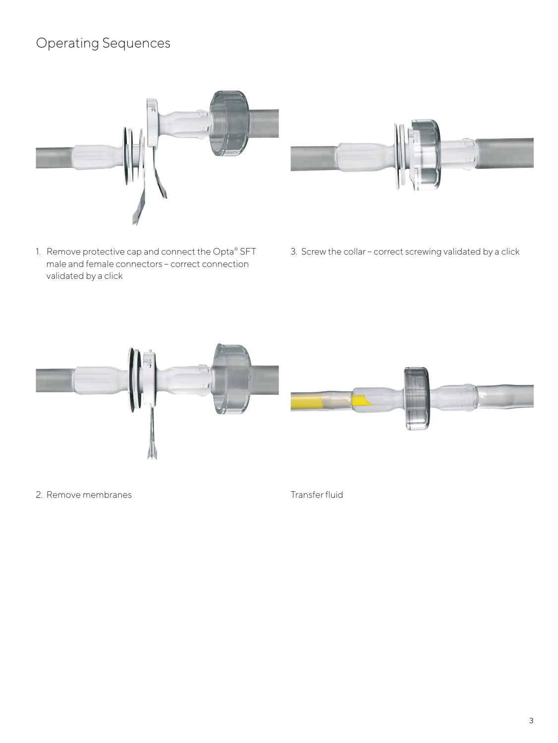# Operating Sequences

1. Remove protective cap and connect the Opta® SFT male and female connectors – correct connection validated by a click

2. Remove membranes

3. Screw the collar – correct screwing validated by a click

Transfer fluid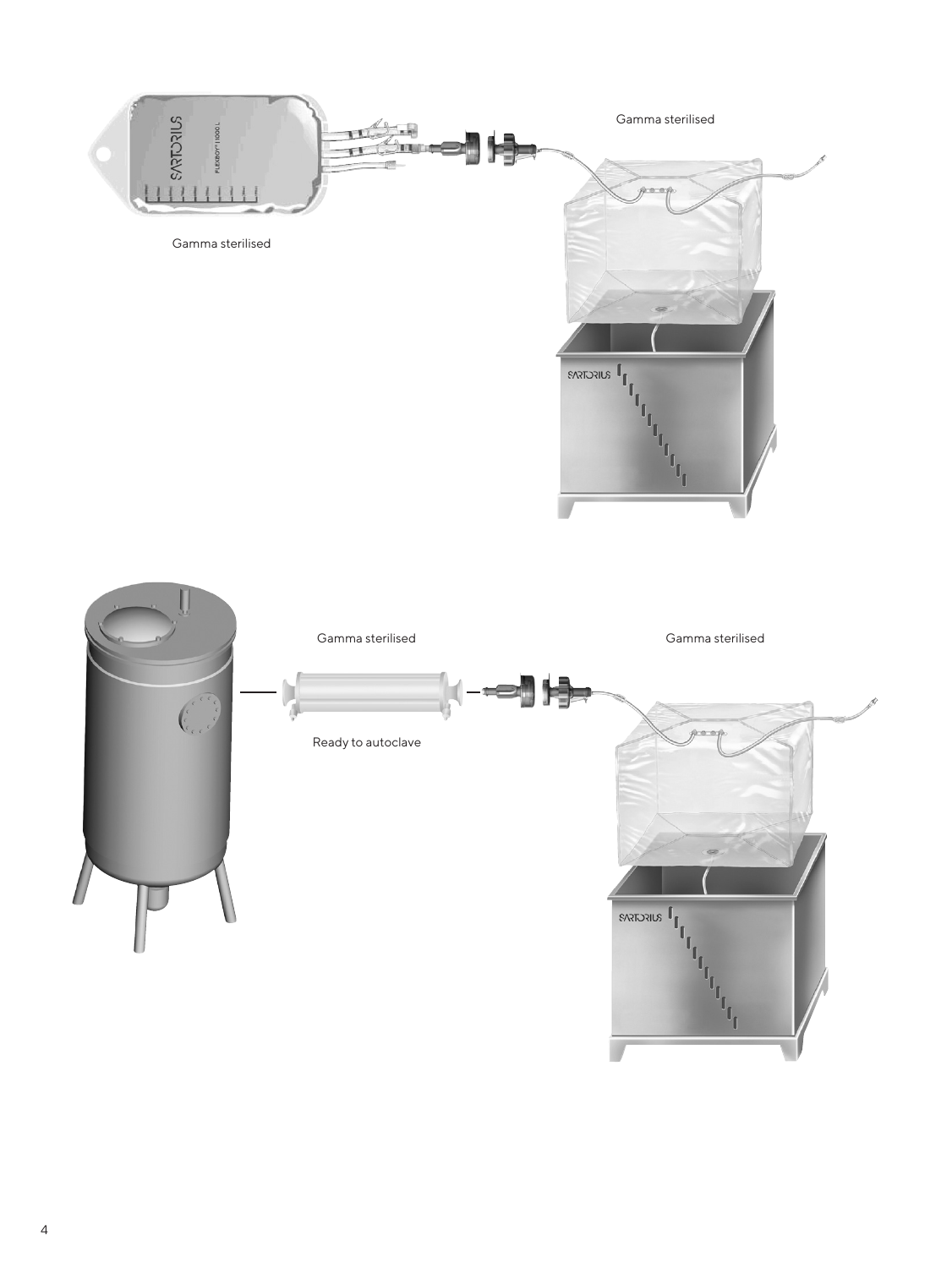Gamma sterilised

Gamma sterilised

Gamma sterilised

Gamma sterilised

Ready to autoclave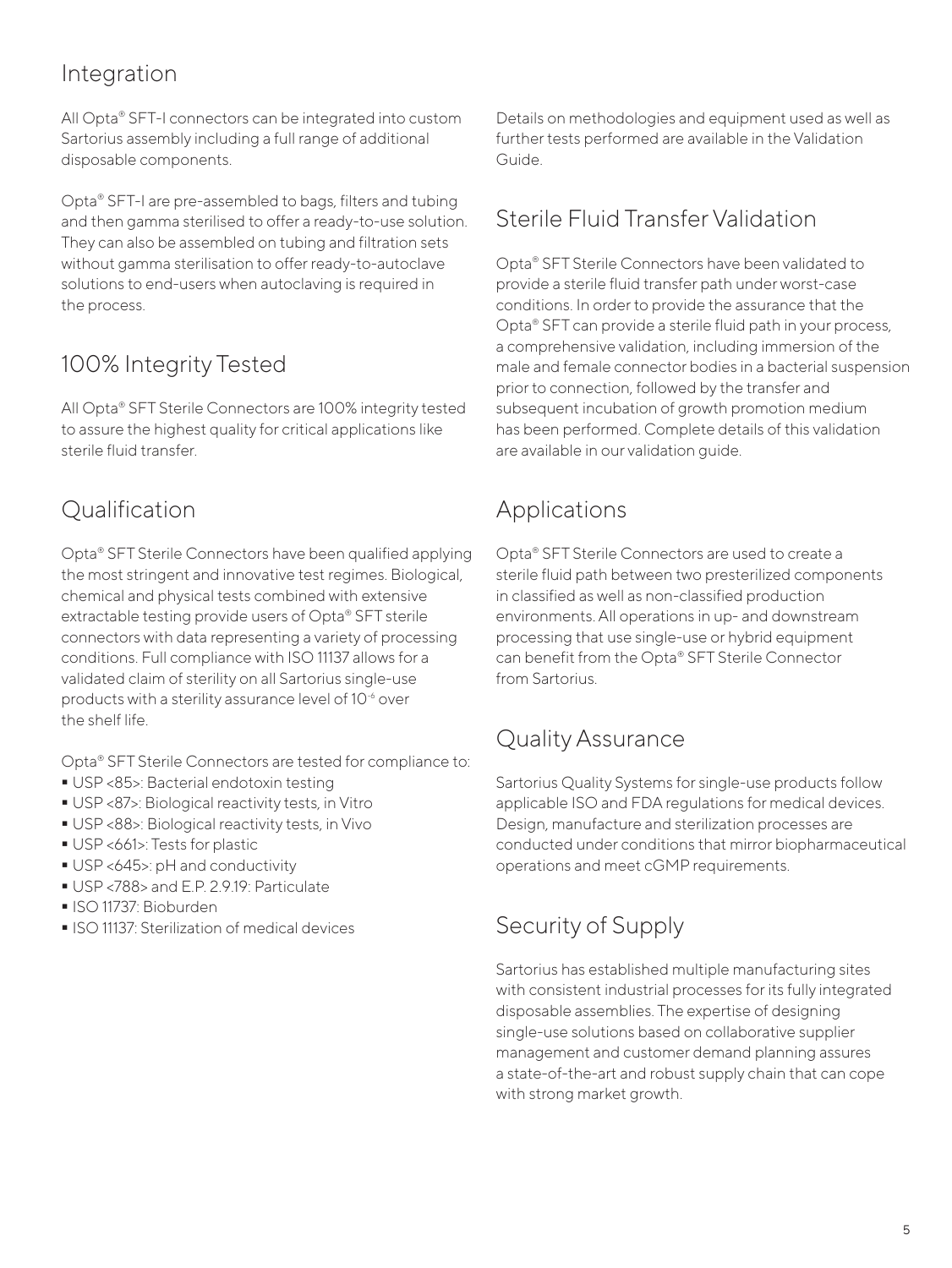## Integration

All Opta® SFT-I connectors can be integrated into custom Sartorius assembly including a full range of additional disposable components.

Opta® SFT-I are pre-assembled to bags, filters and tubing and then gamma sterilised to offer a ready-to-use solution. They can also be assembled on tubing and filtration sets without gamma sterilisation to offer ready-to-autoclave solutions to end-users when autoclaving is required in the process.

## 100% Integrity Tested

All Opta® SFT Sterile Connectors are 100% integrity tested to assure the highest quality for critical applications like sterile fluid transfer.

## Qualification

Opta® SFT Sterile Connectors have been qualified applying the most stringent and innovative test regimes. Biological, chemical and physical tests combined with extensive extractable testing provide users of Opta® SFT sterile connectors with data representing a variety of processing conditions. Full compliance with ISO 11137 allows for a validated claim of sterility on all Sartorius single-use products with a sterility assurance level of $10^{-6}$ over the shelf life.

Opta® SFT Sterile Connectors are tested for compliance to:

- USP <85>: Bacterial endotoxin testing
- USP <87>: Biological reactivity tests, in Vitro
- USP <88>: Biological reactivity tests, in Vivo
- USP <661>: Tests for plastic
- USP <645>: pH and conductivity
- USP <788> and E.P. 2.9.19: Particulate
- ISO 11737: Bioburden
- ISO 11137: Sterilization of medical devices

Details on methodologies and equipment used as well as further tests performed are available in the Validation Guide.

## Sterile Fluid Transfer Validation

Opta® SFT Sterile Connectors have been validated to provide a sterile fluid transfer path under worst-case conditions. In order to provide the assurance that the Opta® SFT can provide a sterile fluid path in your process, a comprehensive validation, including immersion of the male and female connector bodies in a bacterial suspension prior to connection, followed by the transfer and subsequent incubation of growth promotion medium has been performed. Complete details of this validation are available in our validation guide.

## Applications

Opta® SFT Sterile Connectors are used to create a sterile fluid path between two presterilized components in classified as well as non-classified production environments. All operations in up- and downstream processing that use single-use or hybrid equipment can benefit from the Opta® SFT Sterile Connector from Sartorius.

## Quality Assurance

Sartorius Quality Systems for single-use products follow applicable ISO and FDA regulations for medical devices. Design, manufacture and sterilization processes are conducted under conditions that mirror biopharmaceutical operations and meet cGMP requirements.

## Security of Supply

Sartorius has established multiple manufacturing sites with consistent industrial processes for its fully integrated disposable assemblies. The expertise of designing single-use solutions based on collaborative supplier management and customer demand planning assures a state-of-the-art and robust supply chain that can cope with strong market growth.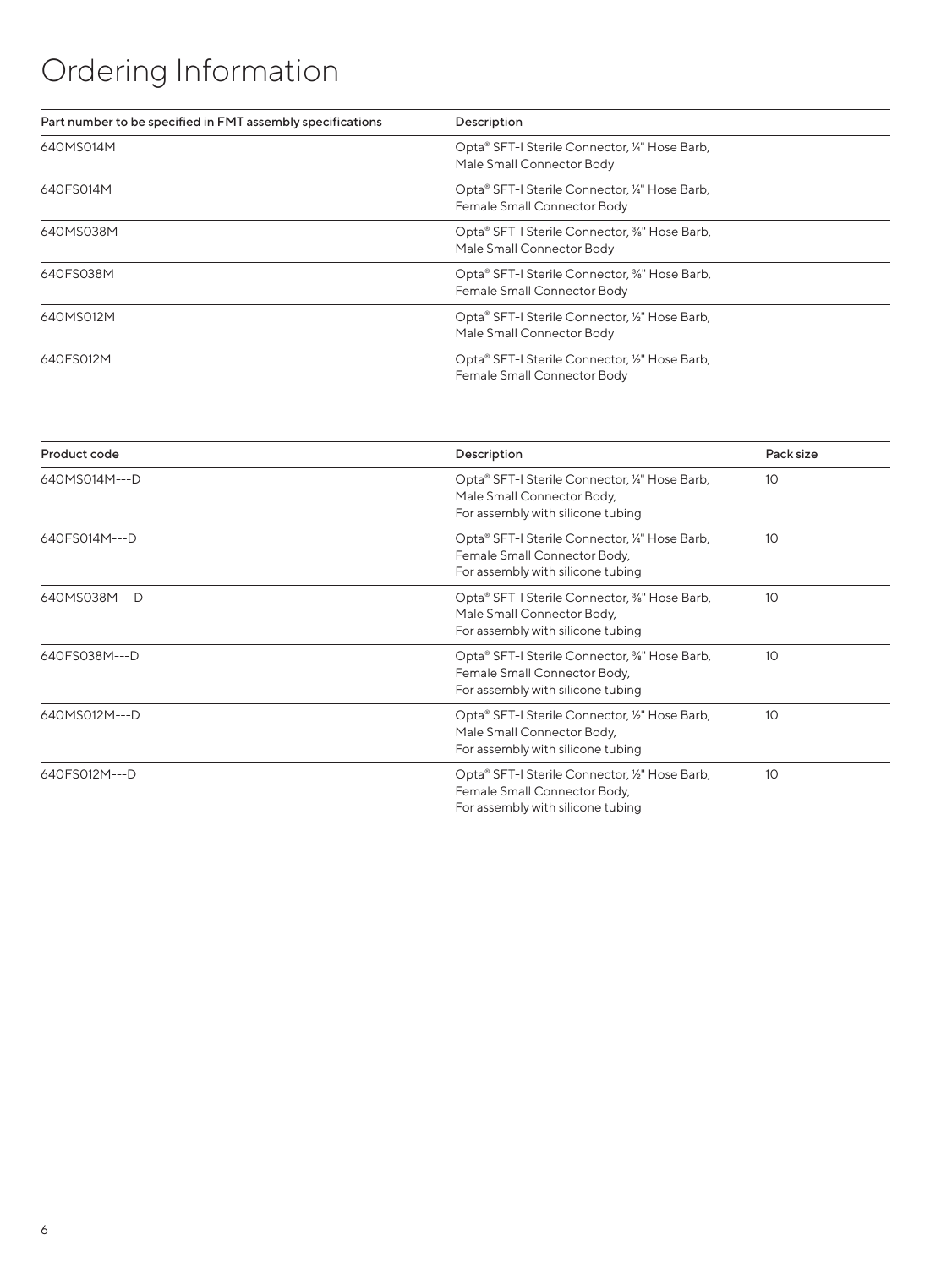# Ordering Information

| Part number to be specified in FMT assembly specifications | Description |
| --- | --- |
| 640MS014M | Opta® SFT-I Sterile Connector, ¼" Hose Barb, Male Small Connector Body |
| 640FS014M | Opta® SFT-I Sterile Connector, ¼" Hose Barb, Female Small Connector Body |
| 640MS038M | Opta® SFT-I Sterile Connector, ⅜" Hose Barb, Male Small Connector Body |
| 640FS038M | Opta® SFT-I Sterile Connector, ⅜" Hose Barb, Female Small Connector Body |
| 640MS012M | Opta® SFT-I Sterile Connector, ½" Hose Barb, Male Small Connector Body |
| 640FS012M | Opta® SFT-I Sterile Connector, ½" Hose Barb, Female Small Connector Body |

| Product code | Description | Pack size |
| --- | --- | --- |
| 640MS014M---D | Opta® SFT-I Sterile Connector, ¼" Hose Barb, Male Small Connector Body, For assembly with silicone tubing | 10 |
| 640FS014M---D | Opta® SFT-I Sterile Connector, ¼" Hose Barb, Female Small Connector Body, For assembly with silicone tubing | 10 |
| 640MS038M---D | Opta® SFT-I Sterile Connector, ⅜" Hose Barb, Male Small Connector Body, For assembly with silicone tubing | 10 |
| 640FS038M---D | Opta® SFT-I Sterile Connector, ⅜" Hose Barb, Female Small Connector Body, For assembly with silicone tubing | 10 |
| 640MS012M---D | Opta® SFT-I Sterile Connector, ½" Hose Barb, Male Small Connector Body, For assembly with silicone tubing | 10 |
| 640FS012M---D | Opta® SFT-I Sterile Connector, ½" Hose Barb, Female Small Connector Body, For assembly with silicone tubing | 10 |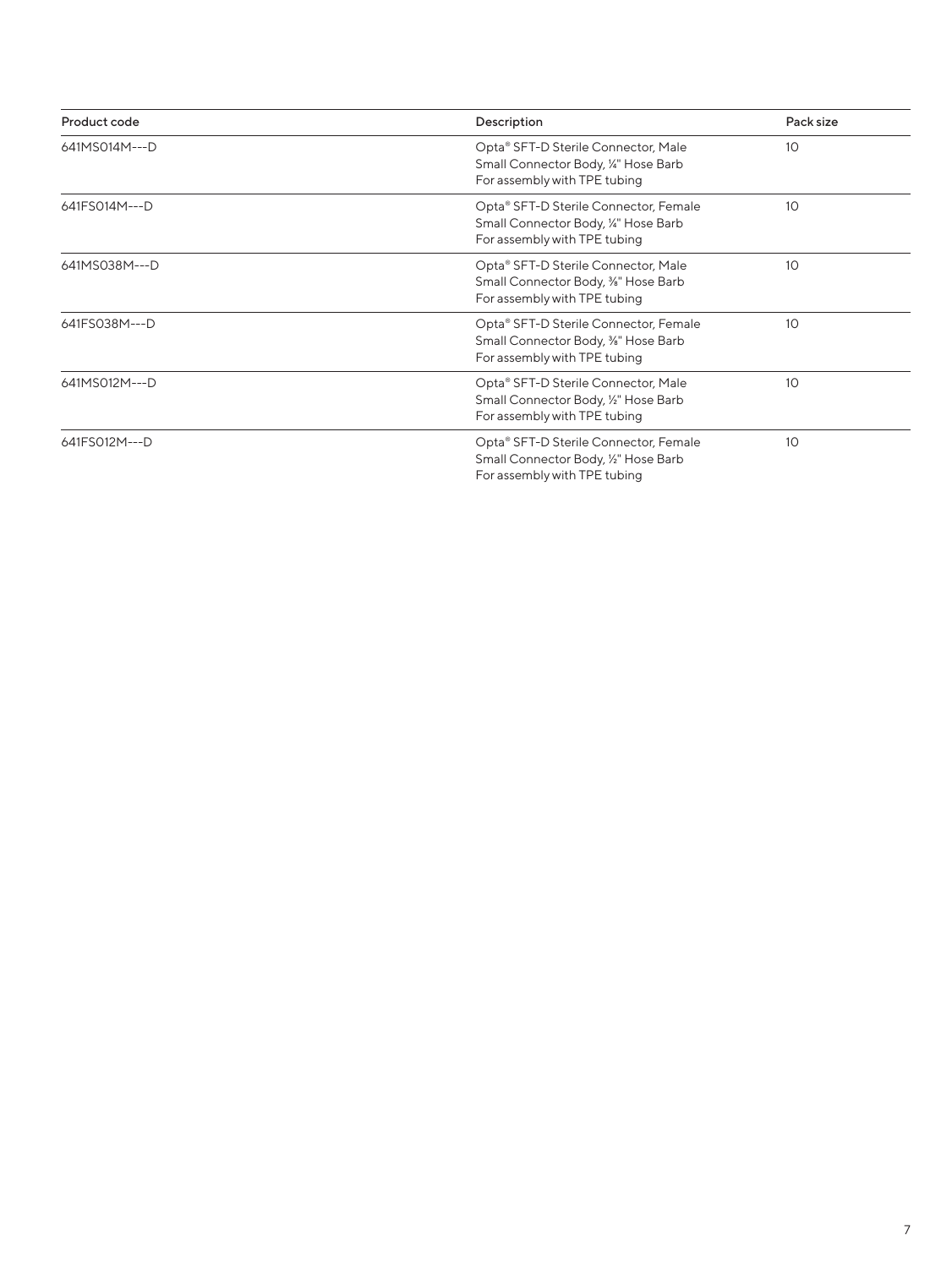| Product code | Description | Pack size |
| --- | --- | --- |
| 641MS014M---D | Opta® SFT-D Sterile Connector, Male<br>Small Connector Body, ¼" Hose Barb<br>For assembly with TPE tubing | 10 |
| 641FS014M---D | Opta® SFT-D Sterile Connector, Female<br>Small Connector Body, ¼" Hose Barb<br>For assembly with TPE tubing | 10 |
| 641MS038M---D | Opta® SFT-D Sterile Connector, Male<br>Small Connector Body, ⅜" Hose Barb<br>For assembly with TPE tubing | 10 |
| 641FS038M---D | Opta® SFT-D Sterile Connector, Female<br>Small Connector Body, ⅜" Hose Barb<br>For assembly with TPE tubing | 10 |
| 641MS012M---D | Opta® SFT-D Sterile Connector, Male<br>Small Connector Body, ½" Hose Barb<br>For assembly with TPE tubing | 10 |
| 641FS012M---D | Opta® SFT-D Sterile Connector, Female<br>Small Connector Body, ½" Hose Barb<br>For assembly with TPE tubing | 10 |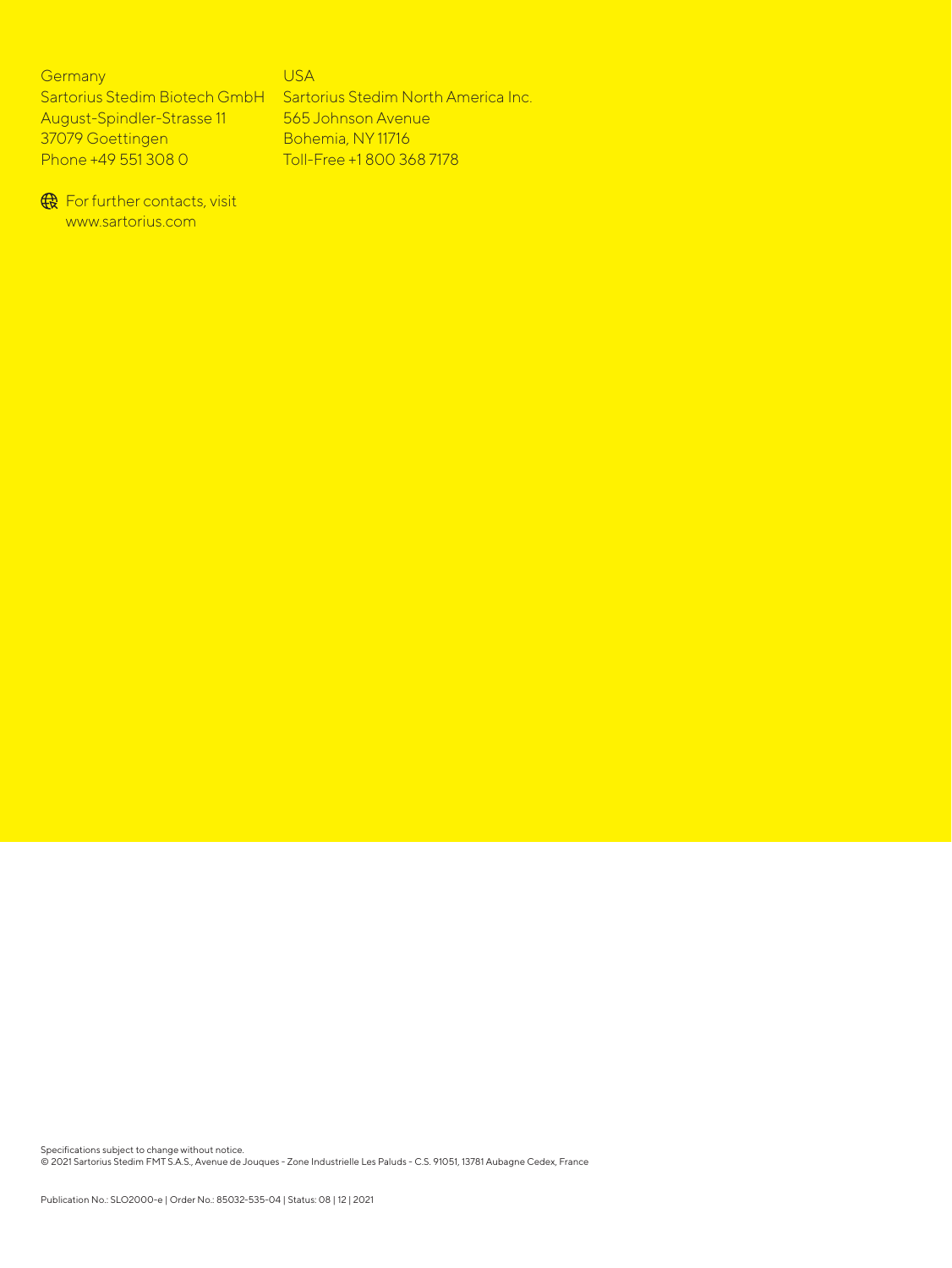Germany
Sartorius Stedim Biotech GmbH
August-Spindler-Strasse 11
37079 Goettingen
Phone +49 551 308 0

USA
Sartorius Stedim North America Inc.
565 Johnson Avenue
Bohemia, NY 11716
Toll-Free +1 800 368 7178

For further contacts, visit
www.sartorius.com

Specifications subject to change without notice.
© 2021 Sartorius Stedim FMT S.A.S., Avenue de Jouques - Zone Industrielle Les Paluds - C.S. 91051, 13781 Aubagne Cedex, France

Publication No.: SLO2000-e | Order No.: 85032-535-04 | Status: 08 | 12 | 2021